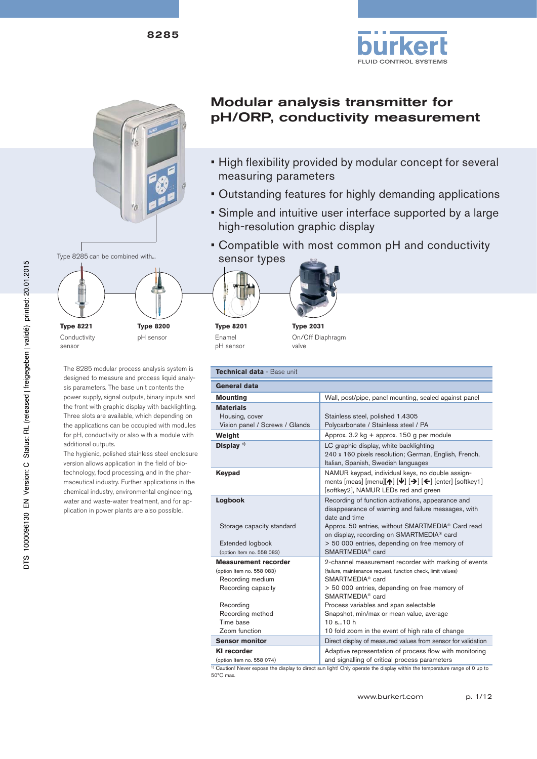8285

# Modular analysis transmitter for pH/ORP, conductivity measurement

- High flexibility provided by modular concept for several measuring parameters
- Outstanding features for highly demanding applications
- Simple and intuitive user interface supported by a large high-resolution graphic display
- Compatible with most common pH and conductivity sensor types

Type 8285 can be combined with...

**Type 8221**
Conductivity sensor

**Type 8200**
pH sensor

**Type 8201**
Enamel pH sensor

**Type 2031**
On/Off Diaphragm valve

The 8285 modular process analysis system is designed to measure and process liquid analysis parameters. The base unit contents the power supply, signal outputs, binary inputs and the front with graphic display with backlighting. Three slots are available, which depending on the applications can be occupied with modules for pH, conductivity or also with a module with additional outputs.
The hygienic, polished stainless steel enclosure version allows application in the field of biotechnology, food processing, and in the pharmaceutical industry. Further applications in the chemical industry, environmental engineering, water and waste-water treatment, and for application in power plants are also possible.

| **Technical data** - Base unit | |
|---|---|
| **General data** | |
| **Mounting** | Wall, post/pipe, panel mounting, sealed against panel |
| **Materials**<br>Housing, cover<br>Vision panel / Screws / Glands | <br>Stainless steel, polished 1.4305<br>Polycarbonate / Stainless steel / PA |
| **Weight** | Approx. 3.2 kg + approx. 150 g per module |
| **Display** [1] | LC graphic display, white backlighting<br>240 x 160 pixels resolution; German, English, French, Italian, Spanish, Swedish languages |
| **Keypad** | NAMUR keypad, individual keys, no double assignments [meas] [menu][↑] [↓] [→] [←] [enter] [softkey1] [softkey2], NAMUR LEDs red and green |
| **Logbook**<br><br><br>Storage capacity standard<br><br>Extended logbook<br>(option Item no. 558 083) | Recording of function activations, appearance and disappearance of warning and failure messages, with date and time<br>Approx. 50 entries, without SMARTMEDIA® Card read on display, recording on SMARTMEDIA® card<br>> 50 000 entries, depending on free memory of SMARTMEDIA® card |
| **Measurement recorder**<br>(option Item no. 558 083)<br>Recording medium<br>Recording capacity<br><br>Recording<br>Recording method<br>Time base<br>Zoom function | 2-channel measurement recorder with marking of events<br>(failure, maintenance request, function check, limit values)<br>SMARTMEDIA® card<br>> 50 000 entries, depending on free memory of SMARTMEDIA® card<br>Process variables and span selectable<br>Snapshot, min/max or mean value, average<br>10 s...10 h<br>10 fold zoom in the event of high rate of change |
| **Sensor monitor** | Direct display of measured values from sensor for validation |
| **KI recorder**<br>(option Item no. 558 074) | Adaptive representation of process flow with monitoring and signalling of critical process parameters |

[1] Caution! Never expose the display to direct sun light! Only operate the display within the temperature range of 0 up to 50°C max.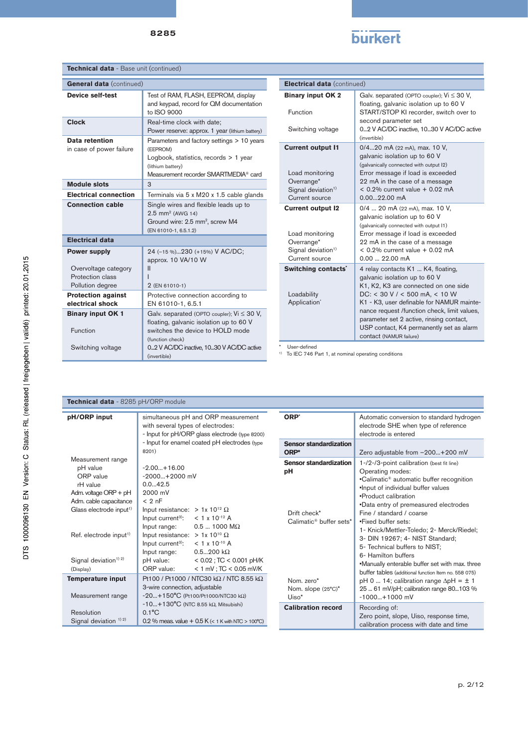## Technical data - Base unit (continued)

| General data (continued) | |
|---|---|
| **Device self-test** | Test of RAM, FLASH, EEPROM, display and keypad, record for QM documentation to ISO 9000 |
| **Clock** | Real-time clock with date; Power reserve: approx. 1 year (lithium battery) |
| **Data retention** in case of power failure | Parameters and factory settings > 10 years (EEPROM) Logbook, statistics, records > 1 year (lithium battery) Measurement recorder SMARTMEDIA® card |
| **Module slots** | 3 |
| **Electrical connection** | Terminals via 5 x M20 x 1.5 cable glands |
| **Connection cable** | Single wires and flexible leads up to 2.5 mm² (AWG 14) Ground wire: 2.5 mm², screw M4 (EN 61010-1, 6.5.1.2) |

| Electrical data | |
|---|---|
| **Power supply** | 24 (–15 %)...230 (+15%) V AC/DC; approx. 10 VA/10 W |
| Overvoltage category | II |
| Protection class | I |
| Pollution degree | 2 (EN 61010-1) |
| **Protection against electrical shock** | Protective connection according to EN 61010-1, 6.5.1 |
| **Binary input OK 1** | Galv. separated (OPTO coupler); Vi ≤ 30 V, floating, galvanic isolation up to 60 V |
| Function | switches the device to HOLD mode (function check) |
| Switching voltage | 0...2 V AC/DC inactive, 10...30 V AC/DC active (invertible) |

| Electrical data (continued) | |
|---|---|
| **Binary input OK 2** | Galv. separated (OPTO coupler); Vi ≤ 30 V, floating, galvanic isolation up to 60 V |
| Function | START/STOP KI recorder, switch over to second parameter set |
| Switching voltage | 0...2 V AC/DC inactive, 10...30 V AC/DC active (invertible) |
| **Current output I1** | 0/4...20 mA (22 mA), max. 10 V, galvanic isolation up to 60 V (galvanically connected with output I2) |
| Load monitoring | Error message if load is exceeded |
| Overrange* | 22 mA in the case of a message |
| Signal deviation[1] | < 0.2% current value + 0.02 mA |
| Current source | 0.00...22.00 mA |
| **Current output I2** | 0/4 ... 20 mA (22 mA), max. 10 V, galvanic isolation up to 60 V (galvanically connected with output I1) |
| Load monitoring | Error message if load is exceeded |
| Overrange* | 22 mA in the case of a message |
| Signal deviation[1] | < 0.2% current value + 0.02 mA |
| Current source | 0.00 ... 22.00 mA |
| **Switching contacts*** | 4 relay contacts K1 ... K4, floating, galvanic isolation up to 60 V K1, K2, K3 are connected on one side |
| Loadability | DC: < 30 V / < 500 mA, < 10 W |
| Application* | K1 - K3, user definable for NAMUR maintenance request /function check, limit values, parameter set 2 active, rinsing contact, USP contact, K4 permanently set as alarm contact (NAMUR failure) |

\* User-defined

1) To IEC 746 Part 1, at nominal operating conditions

## Technical data - 8285 pH/ORP module

| | |
|---|---|
| **pH/ORP input** | simultaneous pH and ORP measurement with several types of electrodes: - Input for pH/ORP glass electrode (type 8200) - Input for enamel coated pH electrodes (type 8201) |
| Measurement range | |
| pH value | -2.00...+16.00 |
| ORP value | -2000...+2000 mV |
| rH value | 0.0...42.5 |
| Adm. voltage ORP + pH | 2000 mV |
| Adm. cable capacitance | < 2 nF |
| Glass electrode input[1] | Input resistance: > 1x $10^{12}$ Ω Input current[3]: < 1 x $10^{-12}$ A Input range: 0.5 ... 1000 MΩ |
| Ref. electrode input[1] | Input resistance: > 1x $10^{10}$ Ω Input current[3]: < 1 x $10^{-10}$ A Input range: 0.5...200 kΩ |
| Signal deviation[1] [2] (Display) | pH value: < 0.02 ; TC < 0.001 pH/K ORP value: < 1 mV ; TC < 0.05 mV/K |
| **Temperature input** | Pt100 / Pt1000 / NTC30 kΩ / NTC 8.55 kΩ 3-wire connection, adjustable |
| Measurement range | -20...+150°C (Pt100/Pt1000/NTC30 kΩ) -10...+130°C (NTC 8.55 kΩ, Mitsubishi) |
| Resolution | 0.1°C |
| Signal deviation [1] [2] | 0.2 % meas. value + 0.5 K (< 1 K with NTC > 100°C) |

| | |
|---|---|
| **ORP*** | Automatic conversion to standard hydrogen electrode SHE when type of reference electrode is entered |
| **Sensor standardization ORP*** | Zero adjustable from −200...+200 mV |
| **Sensor standardization pH** | 1-/2-/3-point calibration (best fit line) Operating modes: •Calimatic® automatic buffer recognition •Input of individual buffer values •Product calibration •Data entry of premeasured electrodes |
| Drift check* | Fine / standard / coarse |
| Calimatic® buffer sets* | •Fixed buffer sets: 1- Knick/Mettler-Toledo; 2- Merck/Riedel; 3- DIN 19267; 4- NIST Standard; 5- Technical buffers to NIST; 6- Hamilton buffers •Manually enterable buffer set with max. three buffer tables (additional function Item no. 558 075) |
| Nom. zero* | pH 0 ... 14; calibration range ΔpH = ± 1 |
| Nom. slope (25°C)* | 25 ... 61 mV/pH; calibration range 80...103 % |
| Uiso* | -1000...+1000 mV |
| **Calibration record** | Recording of: Zero point, slope, Uiso, response time, calibration process with date and time |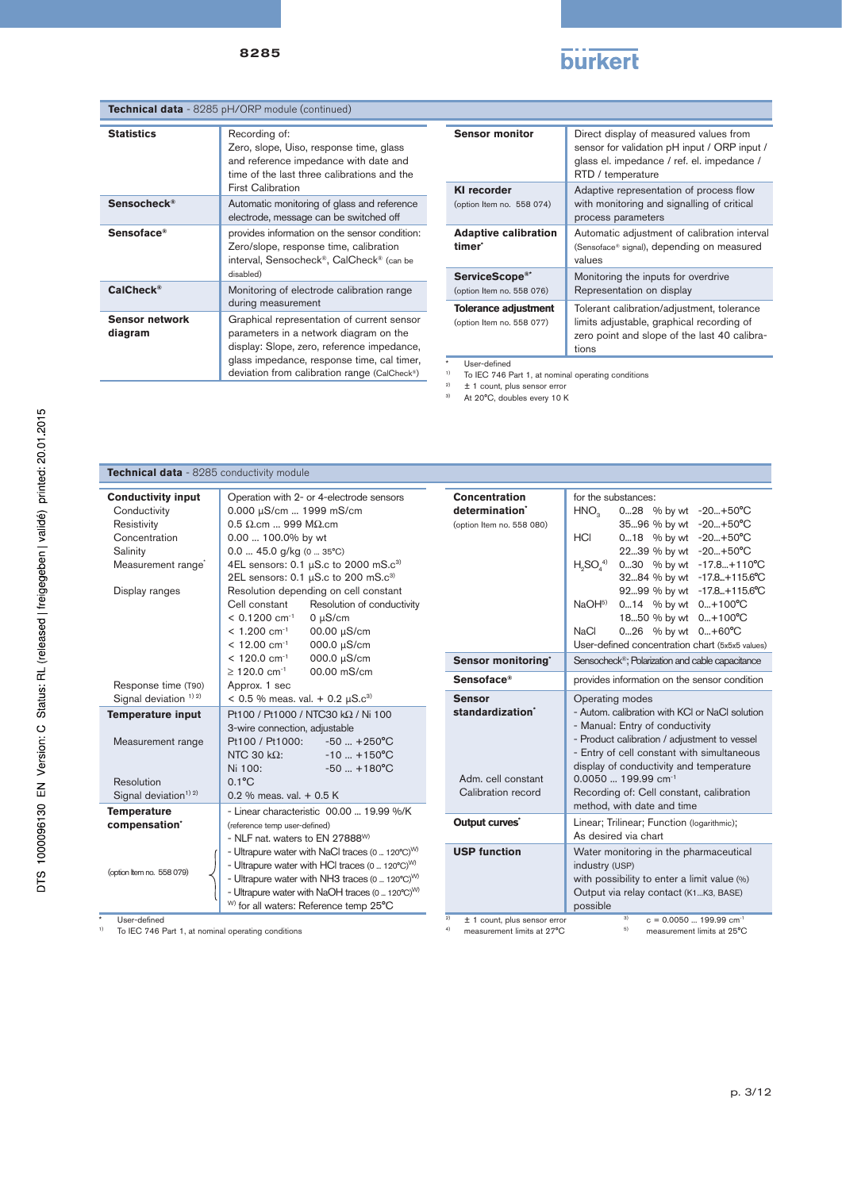## Technical data - 8285 pH/ORP module (continued)

| | |
|---|---|
| **Statistics** | Recording of: Zero, slope, Uiso, response time, glass and reference impedance with date and time of the last three calibrations and the First Calibration |
| **Sensocheck®** | Automatic monitoring of glass and reference electrode, message can be switched off |
| **Sensoface®** | provides information on the sensor condition: Zero/slope, response time, calibration interval, Sensocheck®, CalCheck® (can be disabled) |
| **CalCheck®** | Monitoring of electrode calibration range during measurement |
| **Sensor network diagram** | Graphical representation of current sensor parameters in a network diagram on the display: Slope, zero, reference impedance, glass impedance, response time, cal timer, deviation from calibration range (CalCheck®) |
| **Sensor monitor** | Direct display of measured values from sensor for validation pH input / ORP input / glass el. impedance / ref. el. impedance / RTD / temperature |
| **KI recorder** (option Item no. 558 074) | Adaptive representation of process flow with monitoring and signalling of critical process parameters |
| **Adaptive calibration timer*** | Automatic adjustment of calibration interval (Sensoface® signal), depending on measured values |
| **ServiceScope®*** (option Item no. 558 076) | Monitoring the inputs for overdrive Representation on display |
| **Tolerance adjustment** (option Item no. 558 077) | Tolerant calibration/adjustment, tolerance limits adjustable, graphical recording of zero point and slope of the last 40 calibrations |

\* User-defined
1) To IEC 746 Part 1, at nominal operating conditions
2) ± 1 count, plus sensor error
3) At 20°C, doubles every 10 K

## Technical data - 8285 conductivity module

| | |
|---|---|
| **Conductivity input** | Operation with 2- or 4-electrode sensors |
| Conductivity | 0.000 µS/cm ... 1999 mS/cm |
| Resistivity | 0.5 Ω.cm ... 999 MΩ.cm |
| Concentration | 0.00 ... 100.0% by wt |
| Salinity | 0.0 ... 45.0 g/kg (0 ... 35°C) |
| Measurement range* | 4EL sensors: 0.1 µS.c to 2000 mS.c[3]<br>2EL sensors: 0.1 µS.c to 200 mS.c[3] |
| Display ranges | Resolution depending on cell constant<br>Cell constant – Resolution of conductivity<br>< 0.1200 $cm^{-1}$ – 0 µS/cm<br>< 1.200 $cm^{-1}$ – 00.00 µS/cm<br>< 12.00 $cm^{-1}$ – 000.0 µS/cm<br>< 120.0 $cm^{-1}$ – 000.0 µS/cm<br>≥ 120.0 $cm^{-1}$ – 00.00 mS/cm |
| Response time (T90) | Approx. 1 sec |
| Signal deviation [1) 2)] | < 0.5 % meas. val. + 0.2 µS.c[3] |
| **Temperature input** | Pt100 / Pt1000 / NTC30 kΩ / Ni 100<br>3-wire connection, adjustable |
| Measurement range | Pt100 / Pt1000: -50 ... +250°C<br>NTC 30 kΩ: -10 ... +150°C<br>Ni 100: -50 ... +180°C |
| Resolution | 0.1°C |
| Signal deviation [1) 2)] | 0.2 % meas. val. + 0.5 K |
| **Temperature compensation*** | - Linear characteristic 00.00 ... 19.99 %/K (reference temp user-defined)<br>- NLF nat. waters to EN 27888[W] |
| (option Item no. 558 079) | - Ultrapure water with NaCl traces (0 ... 120°C)[W]<br>- Ultrapure water with HCl traces (0 ... 120°C)[W]<br>- Ultrapure water with NH3 traces (0 ... 120°C)[W]<br>- Ultrapure water with NaOH traces (0 ... 120°C)[W]<br>[W] for all waters: Reference temp 25°C |
| **Concentration determination*** (option Item no. 558 080) | for the substances:<br>$HNO_3$: 0...28 % by wt -20...+50°C; 35...96 % by wt -20...+50°C<br>HCl: 0...18 % by wt -20...+50°C; 22...39 % by wt -20...+50°C<br>$H_2SO_4$[4)]: 0...30 % by wt -17.8...+110°C; 32...84 % by wt -17.8...+115.6°C; 92...99 % by wt -17.8...+115.6°C<br>NaOH[5)]: 0...14 % by wt 0...+100°C; 18...50 % by wt 0...+100°C<br>NaCl: 0...26 % by wt 0...+60°C<br>User-defined concentration chart (5x5x5 values) |
| **Sensor monitoring*** | Sensocheck®; Polarization and cable capacitance |
| **Sensoface®** | provides information on the sensor condition |
| **Sensor standardization*** | Operating modes<br>- Autom. calibration with KCl or NaCl solution<br>- Manual: Entry of conductivity<br>- Product calibration / adjustment to vessel<br>- Entry of cell constant with simultaneous display of conductivity and temperature |
| Adm. cell constant | 0.0050 ... 199.99 $cm^{-1}$ |
| Calibration record | Recording of: Cell constant, calibration method, with date and time |
| **Output curves*** | Linear; Trilinear; Function (logarithmic); As desired via chart |
| **USP function** | Water monitoring in the pharmaceutical industry (USP) with possibility to enter a limit value (%) Output via relay contact (K1...K3, BASE) possible |

\* User-defined
1) To IEC 746 Part 1, at nominal operating conditions
2) ± 1 count, plus sensor error
3) c = 0.0050 ... 199.99 $cm^{-1}$
4) measurement limits at 27°C
5) measurement limits at 25°C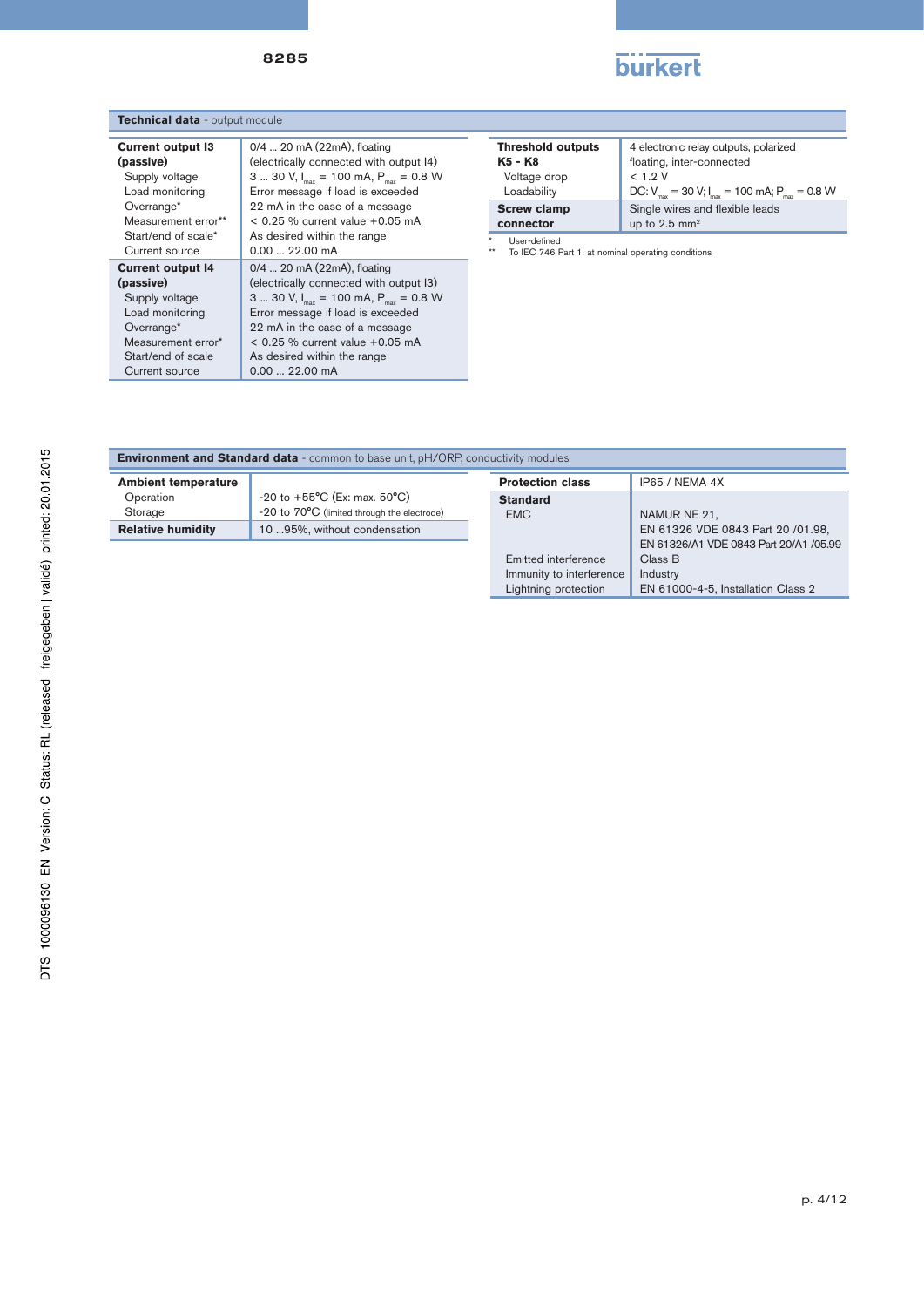## Technical data - output module

| | |
|---|---|
| **Current output I3 (passive)** | 0/4 ... 20 mA (22mA), floating (electrically connected with output I4) |
| Supply voltage | 3 ... 30 V, $I_{max}$ = 100 mA, $P_{max}$ = 0.8 W |
| Load monitoring | Error message if load is exceeded |
| Overrange* | 22 mA in the case of a message |
| Measurement error** | < 0.25 % current value +0.05 mA |
| Start/end of scale* | As desired within the range |
| Current source | 0.00 ... 22.00 mA |
| **Current output I4 (passive)** | 0/4 ... 20 mA (22mA), floating (electrically connected with output I3) |
| Supply voltage | 3 ... 30 V, $I_{max}$ = 100 mA, $P_{max}$ = 0.8 W |
| Load monitoring | Error message if load is exceeded |
| Overrange* | 22 mA in the case of a message |
| Measurement error* | < 0.25 % current value +0.05 mA |
| Start/end of scale | As desired within the range |
| Current source | 0.00 ... 22.00 mA |

| | |
|---|---|
| **Threshold outputs K5 - K8** | 4 electronic relay outputs, polarized floating, inter-connected |
| Voltage drop | < 1.2 V |
| Loadability | DC: $V_{max}$ = 30 V; $I_{max}$ = 100 mA; $P_{max}$ = 0.8 W |
| **Screw clamp connector** | Single wires and flexible leads up to 2.5 mm² |

\* User-defined
\*\* To IEC 746 Part 1, at nominal operating conditions

## Environment and Standard data - common to base unit, pH/ORP, conductivity modules

| | |
|---|---|
| **Ambient temperature** | |
| Operation | -20 to +55°C (Ex: max. 50°C) |
| Storage | -20 to 70°C (limited through the electrode) |
| **Relative humidity** | 10 ...95%, without condensation |

| | |
|---|---|
| **Protection class** | IP65 / NEMA 4X |
| **Standard** | |
| EMC | NAMUR NE 21, EN 61326 VDE 0843 Part 20 /01.98, EN 61326/A1 VDE 0843 Part 20/A1 /05.99 |
| Emitted interference | Class B |
| Immunity to interference | Industry |
| Lightning protection | EN 61000-4-5, Installation Class 2 |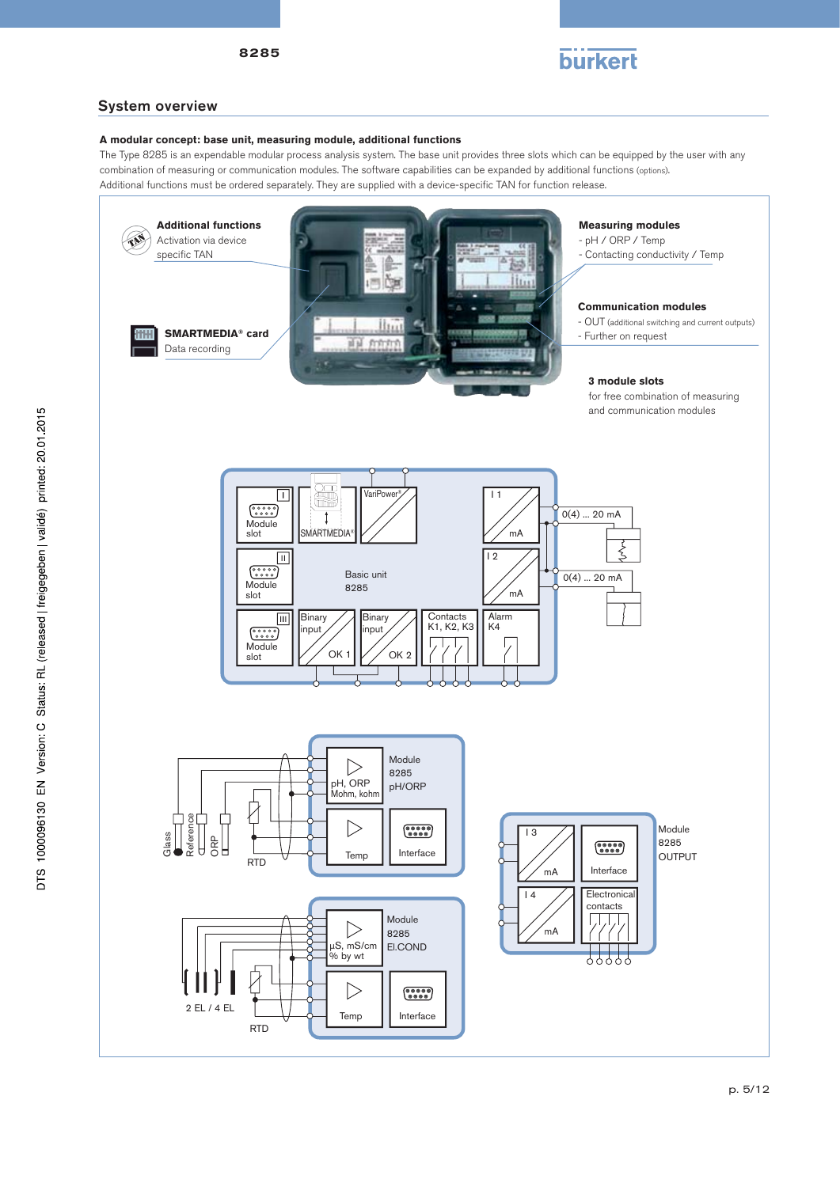## System overview

**A modular concept: base unit, measuring module, additional functions**

The Type 8285 is an expendable modular process analysis system. The base unit provides three slots which can be equipped by the user with any combination of measuring or communication modules. The software capabilities can be expanded by additional functions (options). Additional functions must be ordered separately. They are supplied with a device-specific TAN for function release.

**Additional functions**
Activation via device specific TAN

**SMARTMEDIA® card**
Data recording

**Measuring modules**
- pH / ORP / Temp
- Contacting conductivity / Temp

**Communication modules**
- OUT (additional switching and current outputs)
- Further on request

**3 module slots**
for free combination of measuring and communication modules

Basic unit 8285: Module slot I, Module slot II, Module slot III, SMARTMEDIA®, VariPower®, I 1 mA 0(4) ... 20 mA, I 2 mA 0(4) ... 20 mA, Binary input OK 1, Binary input OK 2, Contacts K1, K2, K3, Alarm K4

Module 8285 pH/ORP: pH, ORP Mohm, kohm; Temp; Interface; Glass, Reference, ORP, RTD

Module 8285 El.COND: µS, mS/cm % by wt; Temp; Interface; 2 EL / 4 EL, RTD

Module 8285 OUTPUT: I 3 mA; Interface; I 4 mA; Electronical contacts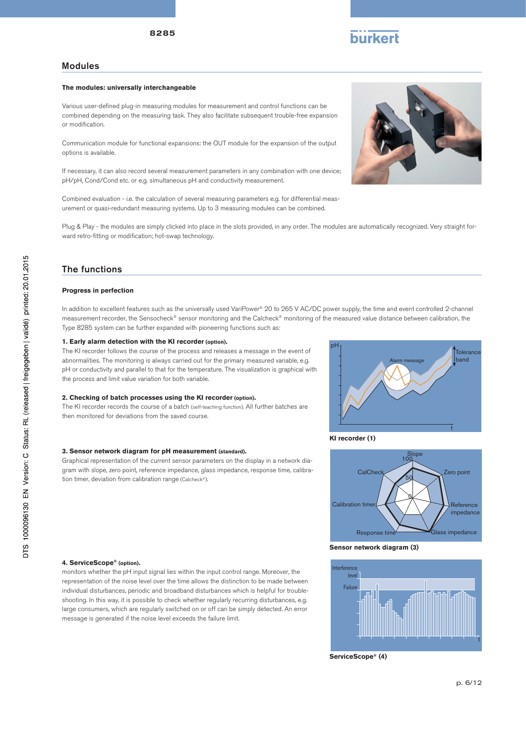## Modules

**The modules: universally interchangeable**

Various user-defined plug-in measuring modules for measurement and control functions can be combined depending on the measuring task. They also facilitate subsequent trouble-free expansion or modification.

Communication module for functional expansions: the OUT module for the expansion of the output options is available.

If necessary, it can also record several measurement parameters in any combination with one device; pH/pH, Cond/Cond etc. or e.g. simultaneous pH and conductivity measurement.

Combined evaluation - i.e. the calculation of several measuring parameters e.g. for differential measurement or quasi-redundant measuring systems. Up to 3 measuring modules can be combined.

Plug & Play - the modules are simply clicked into place in the slots provided, in any order. The modules are automatically recognized. Very straight forward retro-fitting or modification; hot-swap technology.

## The functions

**Progress in perfection**

In addition to excellent features such as the universally used VariPower® 20 to 265 V AC/DC power supply, the time and event controlled 2-channel measurement recorder, the Sensocheck® sensor monitoring and the Calcheck® monitoring of the measured value distance between calibration, the Type 8285 system can be further expanded with pioneering functions such as:

**1. Early alarm detection with the KI recorder** (option).
The KI recorder follows the course of the process and releases a message in the event of abnormalities. The monitoring is always carried out for the primary measured variable, e.g. pH or conductivity and parallel to that for the temperature. The visualization is graphical with the process and limit value variation for both variable.

**2. Checking of batch processes using the KI recorder** (option).
The KI recorder records the course of a batch (self-teaching function). All further batches are then monitored for deviations from the saved course.

**KI recorder (1)**

**3. Sensor network diagram for pH measurement** (standard).
Graphical representation of the current sensor parameters on the display in a network diagram with slope, zero point, reference impedance, glass impedance, response time, calibration timer, deviation from calibration range (Calcheck®).

**Sensor network diagram (3)**

**4. ServiceScope® (option).**
monitors whether the pH input signal lies within the input control range. Moreover, the representation of the noise level over the time allows the distinction to be made between individual disturbances, periodic and broadband disturbances which is helpful for troubleshooting. In this way, it is possible to check whether regularly recurring disturbances, e.g. large consumers, which are regularly switched on or off can be simply detected. An error message is generated if the noise level exceeds the failure limit.

**ServiceScope® (4)**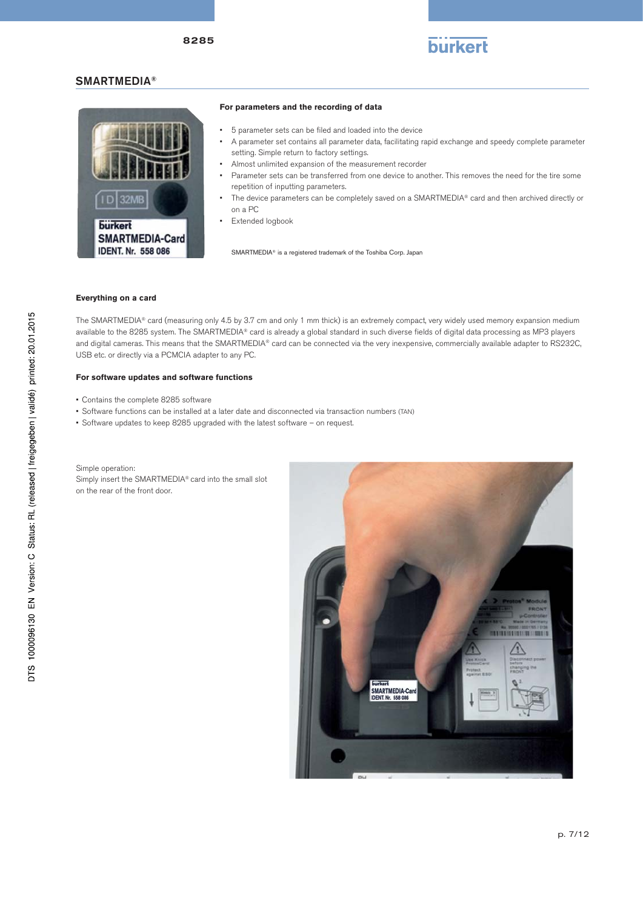## SMARTMEDIA®

**For parameters and the recording of data**

- 5 parameter sets can be filed and loaded into the device
- A parameter set contains all parameter data, facilitating rapid exchange and speedy complete parameter setting. Simple return to factory settings.
- Almost unlimited expansion of the measurement recorder
- Parameter sets can be transferred from one device to another. This removes the need for the tire some repetition of inputting parameters.
- The device parameters can be completely saved on a SMARTMEDIA® card and then archived directly or on a PC
- Extended logbook

SMARTMEDIA® is a registered trademark of the Toshiba Corp. Japan

**Everything on a card**

The SMARTMEDIA® card (measuring only 4.5 by 3.7 cm and only 1 mm thick) is an extremely compact, very widely used memory expansion medium available to the 8285 system. The SMARTMEDIA® card is already a global standard in such diverse fields of digital data processing as MP3 players and digital cameras. This means that the SMARTMEDIA® card can be connected via the very inexpensive, commercially available adapter to RS232C, USB etc. or directly via a PCMCIA adapter to any PC.

**For software updates and software functions**

- Contains the complete 8285 software
- Software functions can be installed at a later date and disconnected via transaction numbers (TAN)
- Software updates to keep 8285 upgraded with the latest software – on request.

Simple operation:
Simply insert the SMARTMEDIA® card into the small slot on the rear of the front door.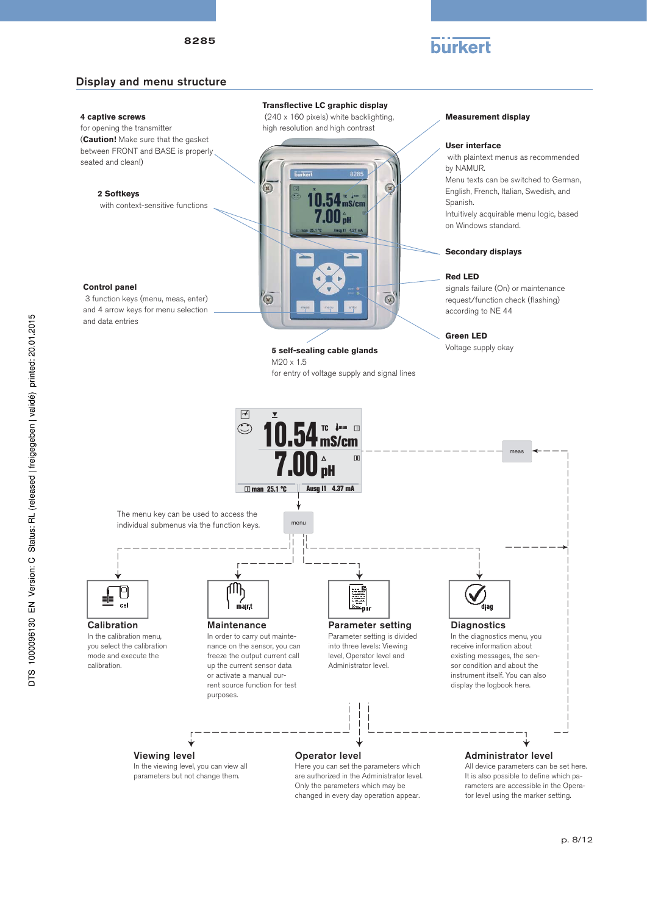## Display and menu structure

**4 captive screws**
for opening the transmitter
(**Caution!** Make sure that the gasket between FRONT and BASE is properly seated and clean!)

**2 Softkeys**
with context-sensitive functions

**Control panel**
3 function keys (menu, meas, enter) and 4 arrow keys for menu selection and data entries

**Transflective LC graphic display**
(240 x 160 pixels) white backlighting, high resolution and high contrast

**Measurement display**

**User interface**
with plaintext menus as recommended by NAMUR.
Menu texts can be switched to German, English, French, Italian, Swedish, and Spanish.
Intuitively acquirable menu logic, based on Windows standard.

**Secondary displays**

**Red LED**
signals failure (On) or maintenance request/function check (flashing) according to NE 44

**Green LED**
Voltage supply okay

**5 self-sealing cable glands**
M20 x 1.5
for entry of voltage supply and signal lines

The menu key can be used to access the individual submenus via the function keys.

### Calibration
In the calibration menu, you select the calibration mode and execute the calibration.

### Maintenance
In order to carry out maintenance on the sensor, you can freeze the output current call up the current sensor data or activate a manual current source function for test purposes.

### Parameter setting
Parameter setting is divided into three levels: Viewing level, Operator level and Administrator level.

### Diagnostics
In the diagnostics menu, you receive information about existing messages, the sensor condition and about the instrument itself. You can also display the logbook here.

### Viewing level
In the viewing level, you can view all parameters but not change them.

### Operator level
Here you can set the parameters which are authorized in the Administrator level. Only the parameters which may be changed in every day operation appear.

### Administrator level
All device parameters can be set here. It is also possible to define which parameters are accessible in the Operator level using the marker setting.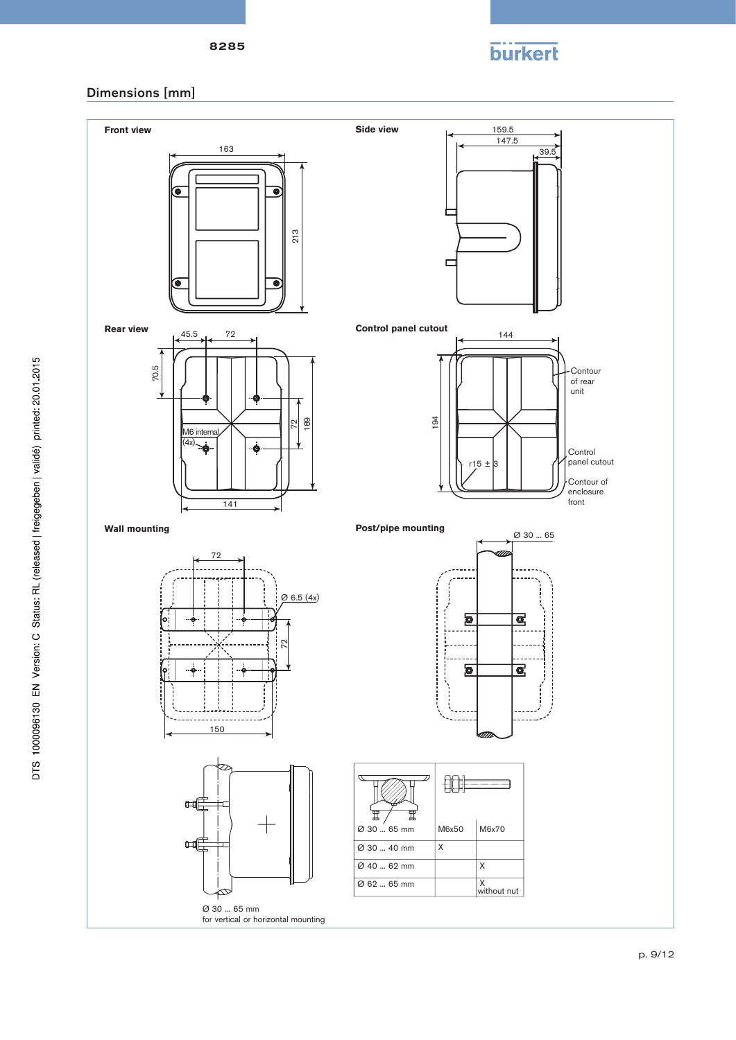## Dimensions [mm]

**Front view**

**Side view**

**Rear view**

**Control panel cutout**

Contour of rear unit

Control panel cutout

Contour of enclosure front

**Wall mounting**

**Post/pipe mounting**

Ø 30 ... 65 mm
for vertical or horizontal mounting

| | M6x50 | M6x70 |
|---|---|---|
| Ø 30 ... 65 mm | M6x50 | M6x70 |
| Ø 30 ... 40 mm | X | |
| Ø 40 ... 62 mm | | X |
| Ø 62 ... 65 mm | | X without nut |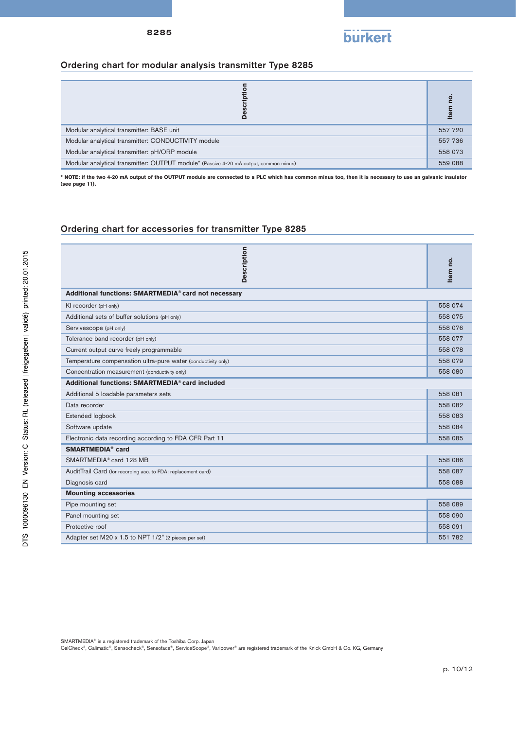## Ordering chart for modular analysis transmitter Type 8285

| Description | Item no. |
|---|---|
| Modular analytical transmitter: BASE unit | 557 720 |
| Modular analytical transmitter: CONDUCTIVITY module | 557 736 |
| Modular analytical transmitter: pH/ORP module | 558 073 |
| Modular analytical transmitter: OUTPUT module* (Passive 4-20 mA output, common minus) | 559 088 |

**\* NOTE: if the two 4-20 mA output of the OUTPUT module are connected to a PLC which has common minus too, then it is necessary to use an galvanic insulator (see page 11).**

## Ordering chart for accessories for transmitter Type 8285

| Description | Item no. |
|---|---|
| **Additional functions: SMARTMEDIA® card not necessary** | |
| KI recorder (pH only) | 558 074 |
| Additional sets of buffer solutions (pH only) | 558 075 |
| Servivescope (pH only) | 558 076 |
| Tolerance band recorder (pH only) | 558 077 |
| Current output curve freely programmable | 558 078 |
| Temperature compensation ultra-pure water (conductivity only) | 558 079 |
| Concentration measurement (conductivity only) | 558 080 |
| **Additional functions: SMARTMEDIA® card included** | |
| Additional 5 loadable parameters sets | 558 081 |
| Data recorder | 558 082 |
| Extended logbook | 558 083 |
| Software update | 558 084 |
| Electronic data recording according to FDA CFR Part 11 | 558 085 |
| **SMARTMEDIA® card** | |
| SMARTMEDIA® card 128 MB | 558 086 |
| AuditTrail Card (for recording acc. to FDA: replacement card) | 558 087 |
| Diagnosis card | 558 088 |
| **Mounting accessories** | |
| Pipe mounting set | 558 089 |
| Panel mounting set | 558 090 |
| Protective roof | 558 091 |
| Adapter set M20 x 1.5 to NPT 1/2" (2 pieces per set) | 551 782 |

SMARTMEDIA® is a registered trademark of the Toshiba Corp. Japan
CalCheck®, Calimatic®, Sensocheck®, Sensoface®, ServiceScope®, Varipower® are registered trademark of the Knick GmbH & Co. KG, Germany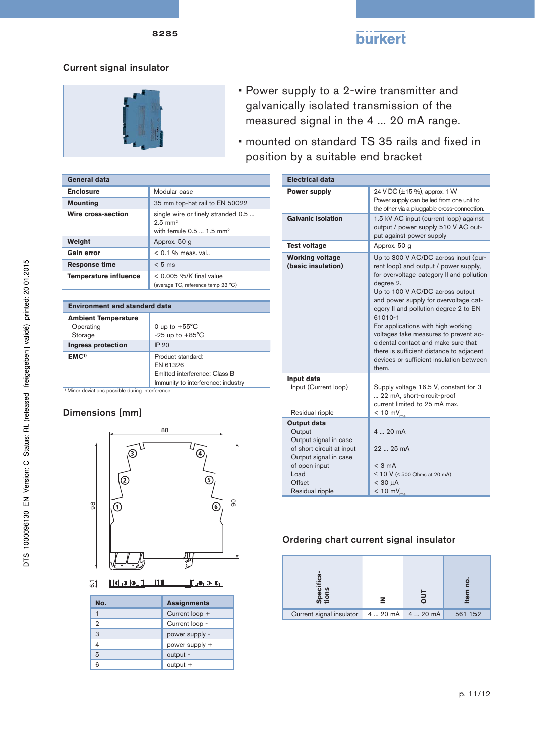## Current signal insulator

- Power supply to a 2-wire transmitter and galvanically isolated transmission of the measured signal in the 4 ... 20 mA range.
- mounted on standard TS 35 rails and fixed in position by a suitable end bracket

| General data | |
|---|---|
| **Enclosure** | Modular case |
| **Mounting** | 35 mm top-hat rail to EN 50022 |
| **Wire cross-section** | single wire or finely stranded 0.5 ... 2.5 mm² with ferrule 0.5 ... 1.5 mm² |
| **Weight** | Approx. 50 g |
| **Gain error** | < 0.1 % meas. val.. |
| **Response time** | < 5 ms |
| **Temperature influence** | < 0.005 %/K final value (average TC, reference temp 23 °C) |

| Environment and standard data | |
|---|---|
| **Ambient Temperature** | |
| Operating | 0 up to +55°C |
| Storage | -25 up to +85°C |
| **Ingress protection** | IP 20 |
| **EMC**[1] | Product standard: EN 61326<br>Emitted interference: Class B<br>Immunity to interference: industry |

[1] Minor deviations possible during interference

| Electrical data | |
|---|---|
| **Power supply** | 24 V DC (±15 %), approx. 1 W<br>Power supply can be led from one unit to the other via a pluggable cross-connection. |
| **Galvanic isolation** | 1.5 kV AC input (current loop) against output / power supply 510 V AC output against power supply |
| **Test voltage** | Approx. 50 g |
| **Working voltage (basic insulation)** | Up to 300 V AC/DC across input (current loop) and output / power supply, for overvoltage category II and pollution degree 2.<br>Up to 100 V AC/DC across output and power supply for overvoltage category II and pollution degree 2 to EN 61010-1<br>For applications with high working voltages take measures to prevent accidental contact and make sure that there is sufficient distance to adjacent devices or sufficient insulation between them. |
| **Input data** | |
| Input (Current loop) | Supply voltage 16.5 V, constant for 3 ... 22 mA, short-circuit-proof current limited to 25 mA max. |
| Residual ripple | < 10 $mV_{rms}$ |
| **Output data** | |
| Output | 4 ... 20 mA |
| Output signal in case of short circuit at input | 22 ... 25 mA |
| Output signal in case of open input | < 3 mA |
| Load | ≤ 10 V (≤ 500 Ohms at 20 mA) |
| Offset | < 30 µA |
| Residual ripple | < 10 $mV_{rms}$ |

## Dimensions [mm]

88, 98, 90, 6.1

| No. | Assignments |
|---|---|
| 1 | Current loop + |
| 2 | Current loop - |
| 3 | power supply - |
| 4 | power supply + |
| 5 | output - |
| 6 | output + |

## Ordering chart current signal insulator

| Specifications | IN | OUT | Item no. |
|---|---|---|---|
| Current signal insulator | 4 ... 20 mA | 4 ... 20 mA | 561 152 |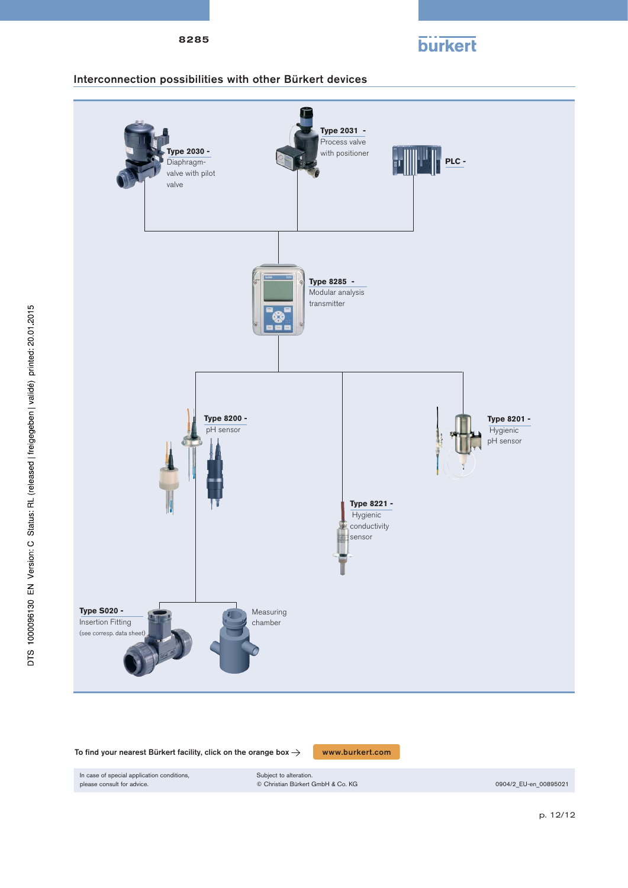## Interconnection possibilities with other Bürkert devices

**Type 2030 -** Diaphragm-valve with pilot valve

**Type 2031 -** Process valve with positioner

**PLC -**

**Type 8285 -** Modular analysis transmitter

**Type 8200 -** pH sensor

**Type 8221 -** Hygienic conductivity sensor

**Type 8201 -** Hygienic pH sensor

**Type S020 -** Insertion Fitting (see corresp. data sheet)

Measuring chamber

To find your nearest Bürkert facility, click on the orange box → **www.burkert.com**

In case of special application conditions, please consult for advice.

Subject to alteration.
© Christian Bürkert GmbH & Co. KG

0904/2_EU-en_00895021